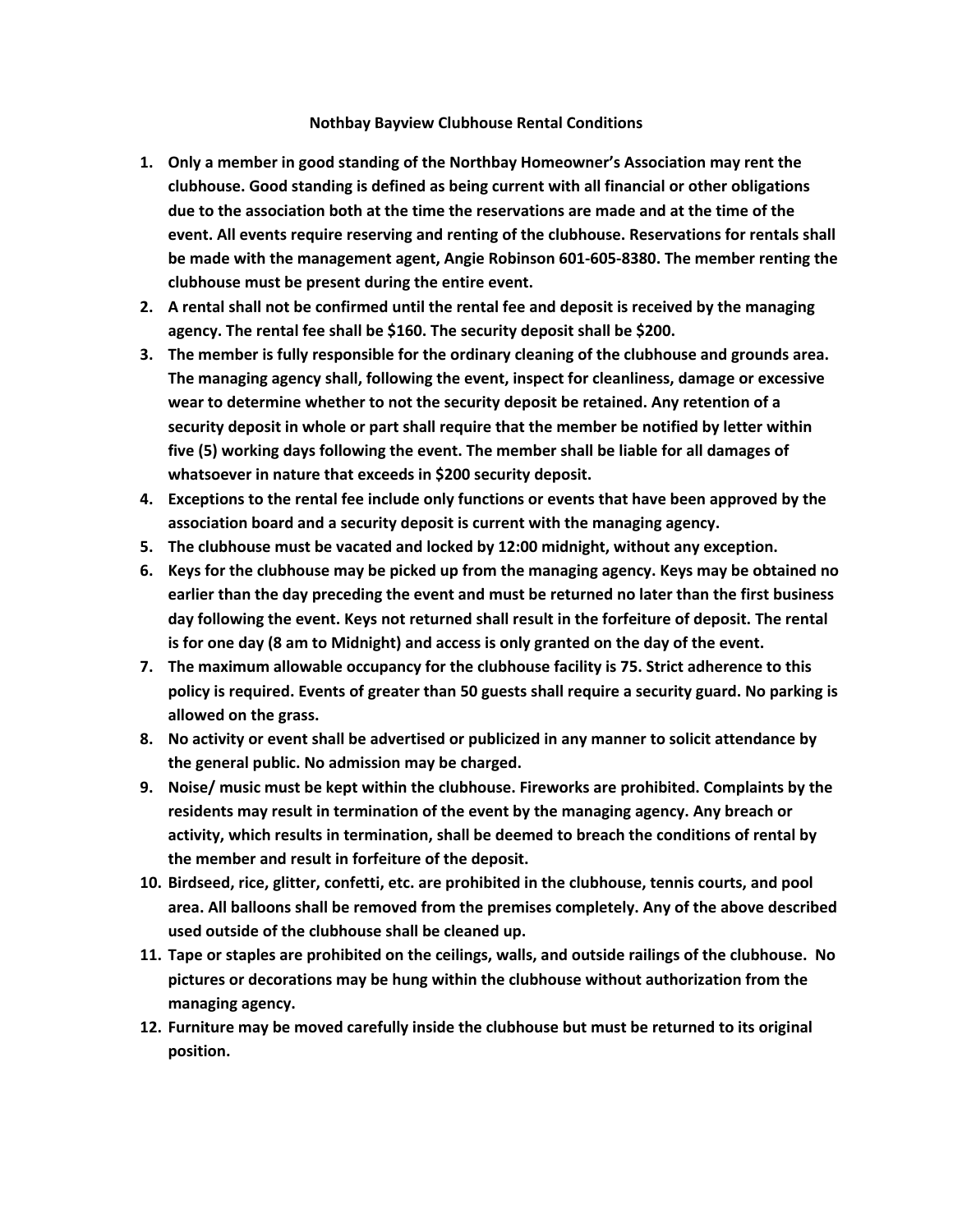# Nothbay Bayview Clubhouse Rental Conditions

1. **Only a member in good standing of the Northbay Homeowner's Association may rent the clubhouse. Good standing is defined as being current with all financial or other obligations due to the association both at the time the reservations are made and at the time of the event. All events require reserving and renting of the clubhouse. Reservations for rentals shall be made with the management agent, Angie Robinson 601-605-8380. The member renting the clubhouse must be present during the entire event.**
2. **A rental shall not be confirmed until the rental fee and deposit is received by the managing agency. The rental fee shall be $160. The security deposit shall be $200.**
3. **The member is fully responsible for the ordinary cleaning of the clubhouse and grounds area. The managing agency shall, following the event, inspect for cleanliness, damage or excessive wear to determine whether to not the security deposit be retained. Any retention of a security deposit in whole or part shall require that the member be notified by letter within five (5) working days following the event. The member shall be liable for all damages of whatsoever in nature that exceeds in $200 security deposit.**
4. **Exceptions to the rental fee include only functions or events that have been approved by the association board and a security deposit is current with the managing agency.**
5. **The clubhouse must be vacated and locked by 12:00 midnight, without any exception.**
6. **Keys for the clubhouse may be picked up from the managing agency. Keys may be obtained no earlier than the day preceding the event and must be returned no later than the first business day following the event. Keys not returned shall result in the forfeiture of deposit. The rental is for one day (8 am to Midnight) and access is only granted on the day of the event.**
7. **The maximum allowable occupancy for the clubhouse facility is 75. Strict adherence to this policy is required. Events of greater than 50 guests shall require a security guard. No parking is allowed on the grass.**
8. **No activity or event shall be advertised or publicized in any manner to solicit attendance by the general public. No admission may be charged.**
9. **Noise/ music must be kept within the clubhouse. Fireworks are prohibited. Complaints by the residents may result in termination of the event by the managing agency. Any breach or activity, which results in termination, shall be deemed to breach the conditions of rental by the member and result in forfeiture of the deposit.**
10. **Birdseed, rice, glitter, confetti, etc. are prohibited in the clubhouse, tennis courts, and pool area. All balloons shall be removed from the premises completely. Any of the above described used outside of the clubhouse shall be cleaned up.**
11. **Tape or staples are prohibited on the ceilings, walls, and outside railings of the clubhouse. No pictures or decorations may be hung within the clubhouse without authorization from the managing agency.**
12. **Furniture may be moved carefully inside the clubhouse but must be returned to its original position.**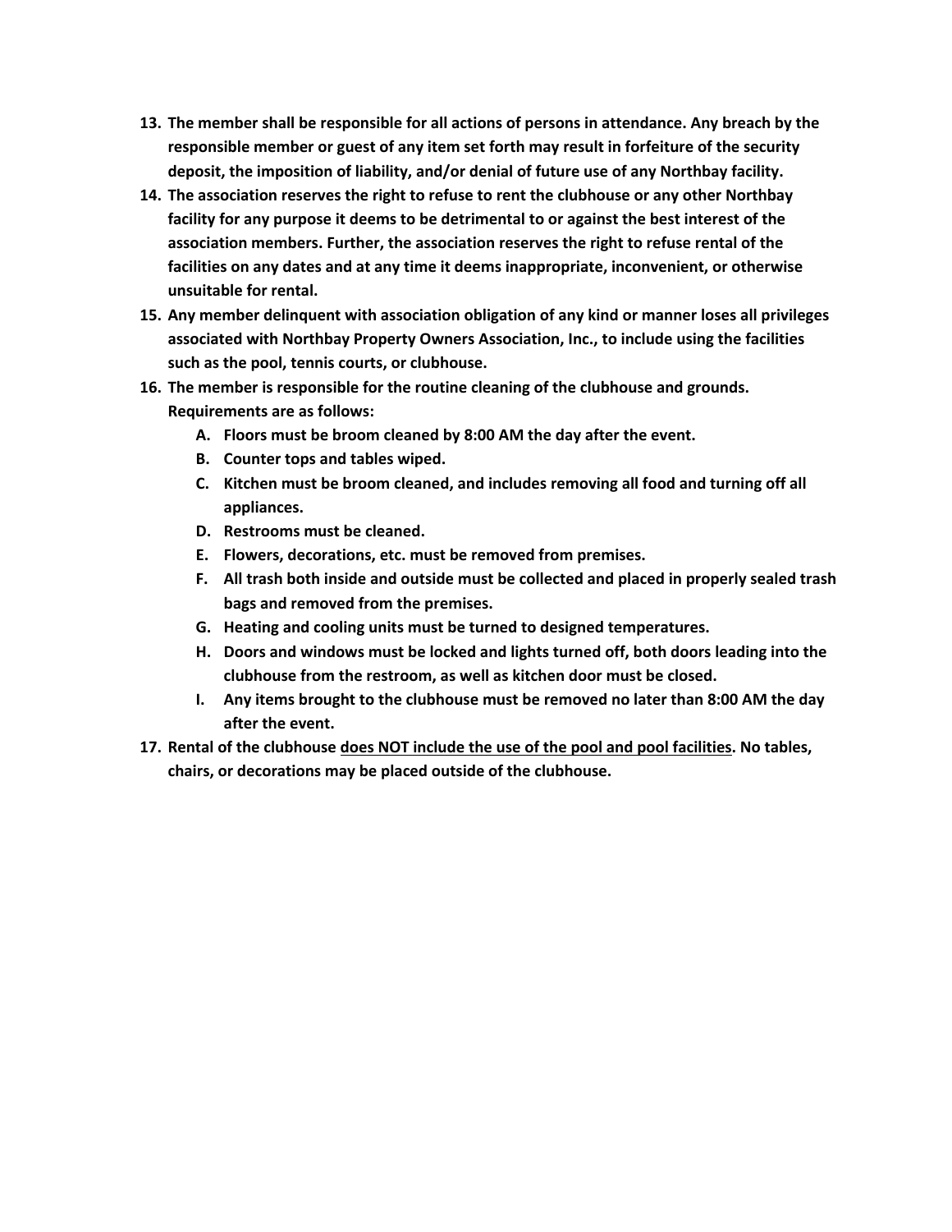13. **The member shall be responsible for all actions of persons in attendance. Any breach by the responsible member or guest of any item set forth may result in forfeiture of the security deposit, the imposition of liability, and/or denial of future use of any Northbay facility.**
14. **The association reserves the right to refuse to rent the clubhouse or any other Northbay facility for any purpose it deems to be detrimental to or against the best interest of the association members. Further, the association reserves the right to refuse rental of the facilities on any dates and at any time it deems inappropriate, inconvenient, or otherwise unsuitable for rental.**
15. **Any member delinquent with association obligation of any kind or manner loses all privileges associated with Northbay Property Owners Association, Inc., to include using the facilities such as the pool, tennis courts, or clubhouse.**
16. **The member is responsible for the routine cleaning of the clubhouse and grounds. Requirements are as follows:**
    - **A. Floors must be broom cleaned by 8:00 AM the day after the event.**
    - **B. Counter tops and tables wiped.**
    - **C. Kitchen must be broom cleaned, and includes removing all food and turning off all appliances.**
    - **D. Restrooms must be cleaned.**
    - **E. Flowers, decorations, etc. must be removed from premises.**
    - **F. All trash both inside and outside must be collected and placed in properly sealed trash bags and removed from the premises.**
    - **G. Heating and cooling units must be turned to designed temperatures.**
    - **H. Doors and windows must be locked and lights turned off, both doors leading into the clubhouse from the restroom, as well as kitchen door must be closed.**
    - **I. Any items brought to the clubhouse must be removed no later than 8:00 AM the day after the event.**
17. **Rental of the clubhouse <u>does NOT include the use of the pool and pool facilities</u>. No tables, chairs, or decorations may be placed outside of the clubhouse.**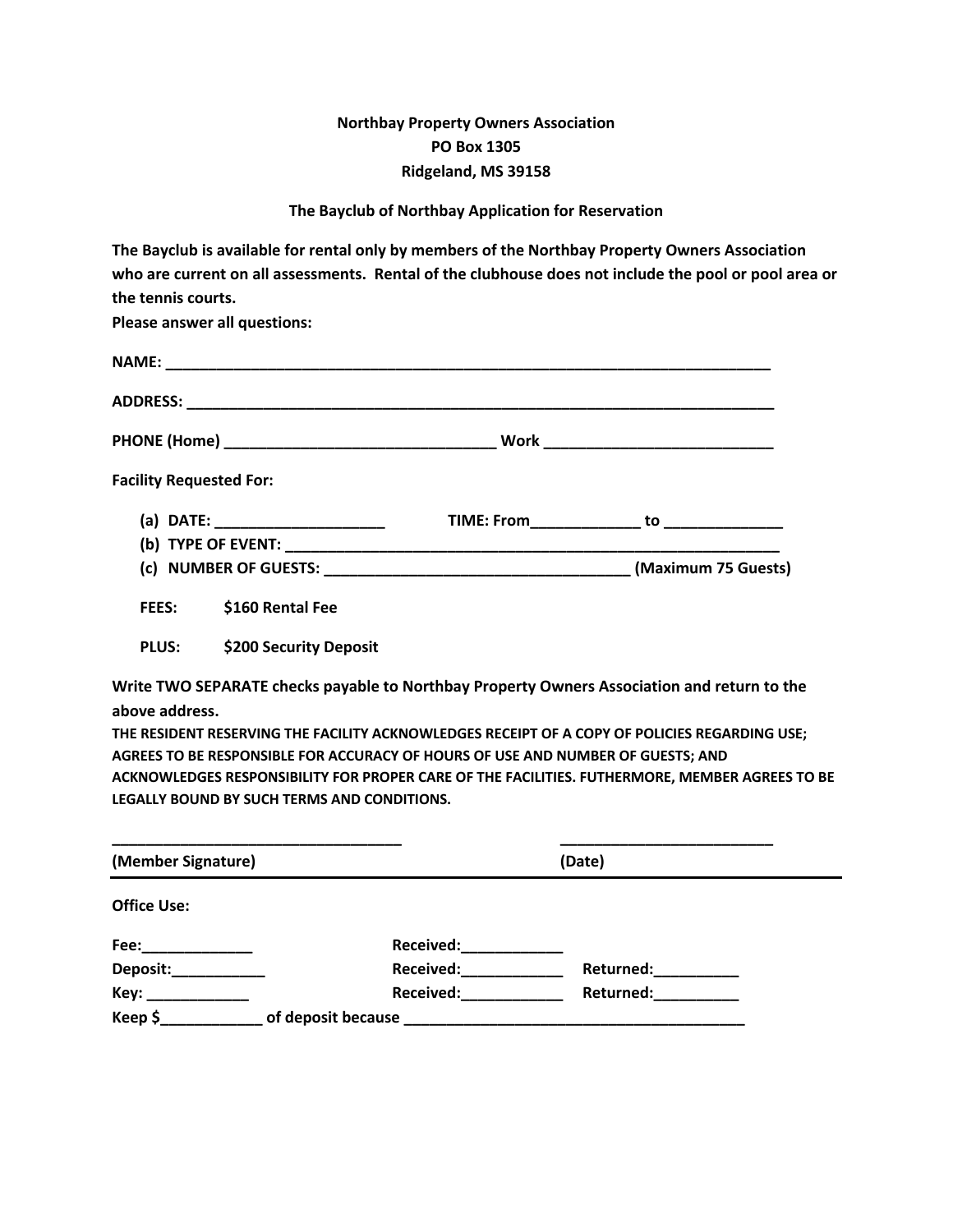**Northbay Property Owners Association**
**PO Box 1305**
**Ridgeland, MS 39158**

**The Bayclub of Northbay Application for Reservation**

**The Bayclub is available for rental only by members of the Northbay Property Owners Association who are current on all assessments. Rental of the clubhouse does not include the pool or pool area or the tennis courts.**

**Please answer all questions:**

**NAME:** ___________________________________________________________________________

**ADDRESS:** ________________________________________________________________________

**PHONE (Home)** _______________________________ **Work** __________________________

**Facility Requested For:**

(a) **DATE:** ___________________ **TIME: From**____________ **to** _____________

(b) **TYPE OF EVENT:** __________________________________________________________

(c) **NUMBER OF GUESTS:** __________________________________ **(Maximum 75 Guests)**

**FEES:** **$160 Rental Fee**

**PLUS:** **$200 Security Deposit**

**Write TWO SEPARATE checks payable to Northbay Property Owners Association and return to the above address.**

**THE RESIDENT RESERVING THE FACILITY ACKNOWLEDGES RECEIPT OF A COPY OF POLICIES REGARDING USE; AGREES TO BE RESPONSIBLE FOR ACCURACY OF HOURS OF USE AND NUMBER OF GUESTS; AND ACKNOWLEDGES RESPONSIBILITY FOR PROPER CARE OF THE FACILITIES. FUTHERMORE, MEMBER AGREES TO BE LEGALLY BOUND BY SUCH TERMS AND CONDITIONS.**

_________________________________ &nbsp;&nbsp;&nbsp;&nbsp;&nbsp;&nbsp;&nbsp;&nbsp; _________________________

**(Member Signature)** &nbsp;&nbsp;&nbsp;&nbsp;&nbsp;&nbsp;&nbsp;&nbsp;&nbsp;&nbsp;&nbsp;&nbsp;&nbsp;&nbsp;&nbsp;&nbsp;&nbsp;&nbsp;&nbsp;&nbsp; **(Date)**

---

**Office Use:**

**Fee:**____________ &nbsp;&nbsp;&nbsp;&nbsp; **Received:**___________

**Deposit:**__________ &nbsp;&nbsp;&nbsp;&nbsp; **Received:**___________ &nbsp;&nbsp;&nbsp;&nbsp; **Returned:**_________

**Key:** ___________ &nbsp;&nbsp;&nbsp;&nbsp; **Received:**___________ &nbsp;&nbsp;&nbsp;&nbsp; **Returned:**_________

**Keep $**___________ **of deposit because** ______________________________________